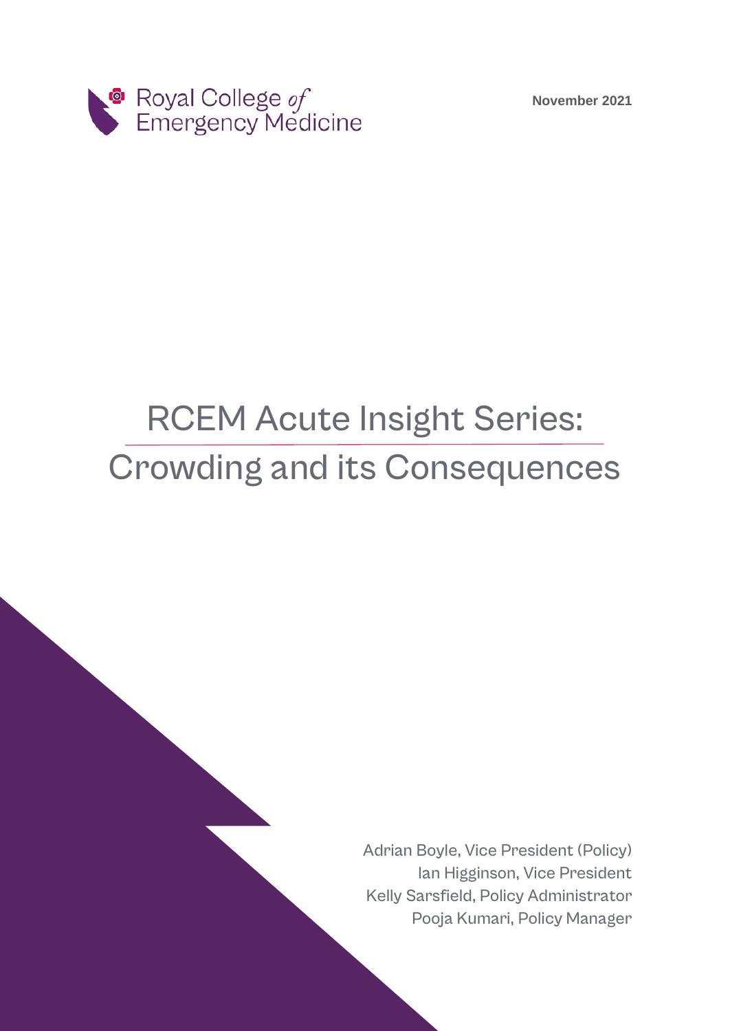Royal College *of* Emergency Medicine

**November 2021**

# RCEM Acute Insight Series: Crowding and its Consequences

Adrian Boyle, Vice President (Policy)
Ian Higginson, Vice President
Kelly Sarsfield, Policy Administrator
Pooja Kumari, Policy Manager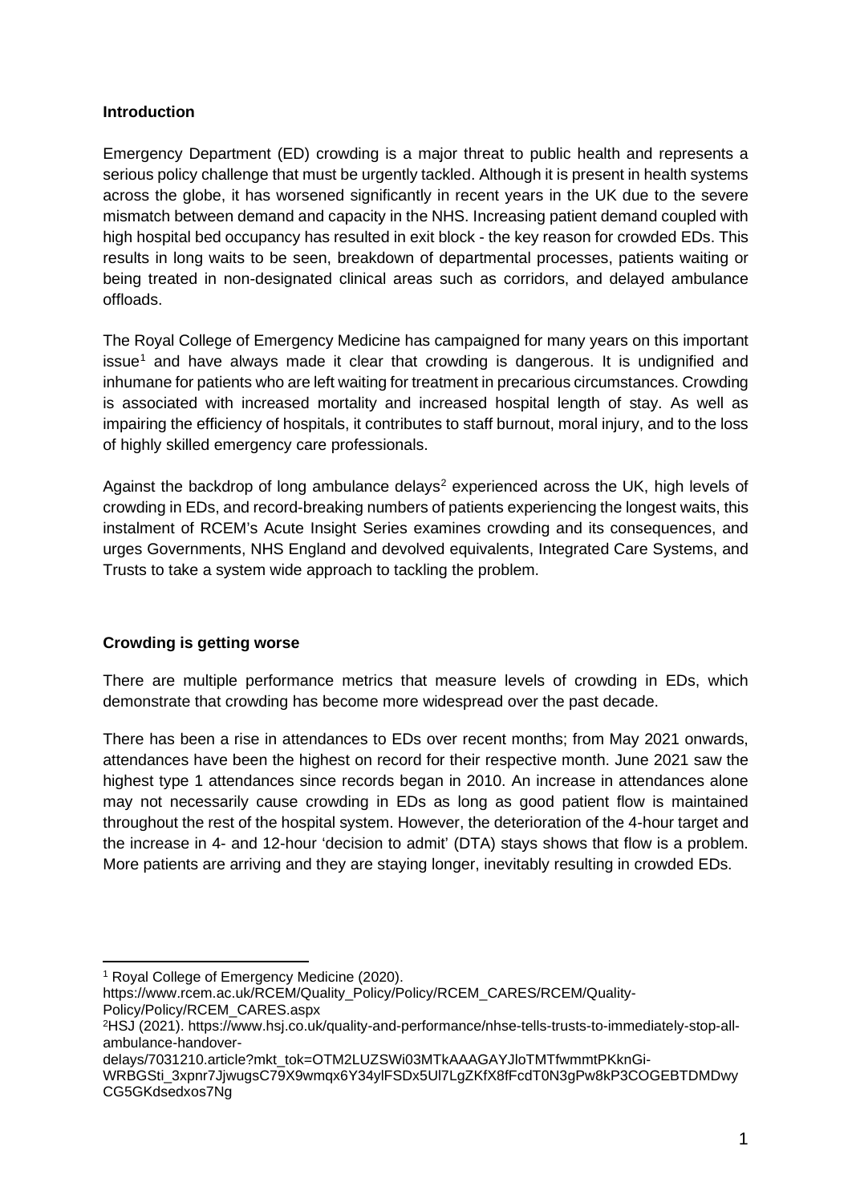**Introduction**

Emergency Department (ED) crowding is a major threat to public health and represents a serious policy challenge that must be urgently tackled. Although it is present in health systems across the globe, it has worsened significantly in recent years in the UK due to the severe mismatch between demand and capacity in the NHS. Increasing patient demand coupled with high hospital bed occupancy has resulted in exit block - the key reason for crowded EDs. This results in long waits to be seen, breakdown of departmental processes, patients waiting or being treated in non-designated clinical areas such as corridors, and delayed ambulance offloads.

The Royal College of Emergency Medicine has campaigned for many years on this important issue[1] and have always made it clear that crowding is dangerous. It is undignified and inhumane for patients who are left waiting for treatment in precarious circumstances. Crowding is associated with increased mortality and increased hospital length of stay. As well as impairing the efficiency of hospitals, it contributes to staff burnout, moral injury, and to the loss of highly skilled emergency care professionals.

Against the backdrop of long ambulance delays[2] experienced across the UK, high levels of crowding in EDs, and record-breaking numbers of patients experiencing the longest waits, this instalment of RCEM's Acute Insight Series examines crowding and its consequences, and urges Governments, NHS England and devolved equivalents, Integrated Care Systems, and Trusts to take a system wide approach to tackling the problem.

**Crowding is getting worse**

There are multiple performance metrics that measure levels of crowding in EDs, which demonstrate that crowding has become more widespread over the past decade.

There has been a rise in attendances to EDs over recent months; from May 2021 onwards, attendances have been the highest on record for their respective month. June 2021 saw the highest type 1 attendances since records began in 2010. An increase in attendances alone may not necessarily cause crowding in EDs as long as good patient flow is maintained throughout the rest of the hospital system. However, the deterioration of the 4-hour target and the increase in 4- and 12-hour 'decision to admit' (DTA) stays shows that flow is a problem. More patients are arriving and they are staying longer, inevitably resulting in crowded EDs.

---

[1] Royal College of Emergency Medicine (2020). https://www.rcem.ac.uk/RCEM/Quality_Policy/Policy/RCEM_CARES/RCEM/Quality-Policy/Policy/RCEM_CARES.aspx

[2] HSJ (2021). https://www.hsj.co.uk/quality-and-performance/nhse-tells-trusts-to-immediately-stop-all-ambulance-handover-delays/7031210.article?mkt_tok=OTM2LUZSWi03MTkAAAGAYJloTMTfwmmtPKknGi-WRBGSti_3xpnr7JjwugsC79X9wmqx6Y34ylFSDx5Ul7LgZKfX8fFcdT0N3gPw8kP3COGEBTDMDwyCG5GKdsedxos7Ng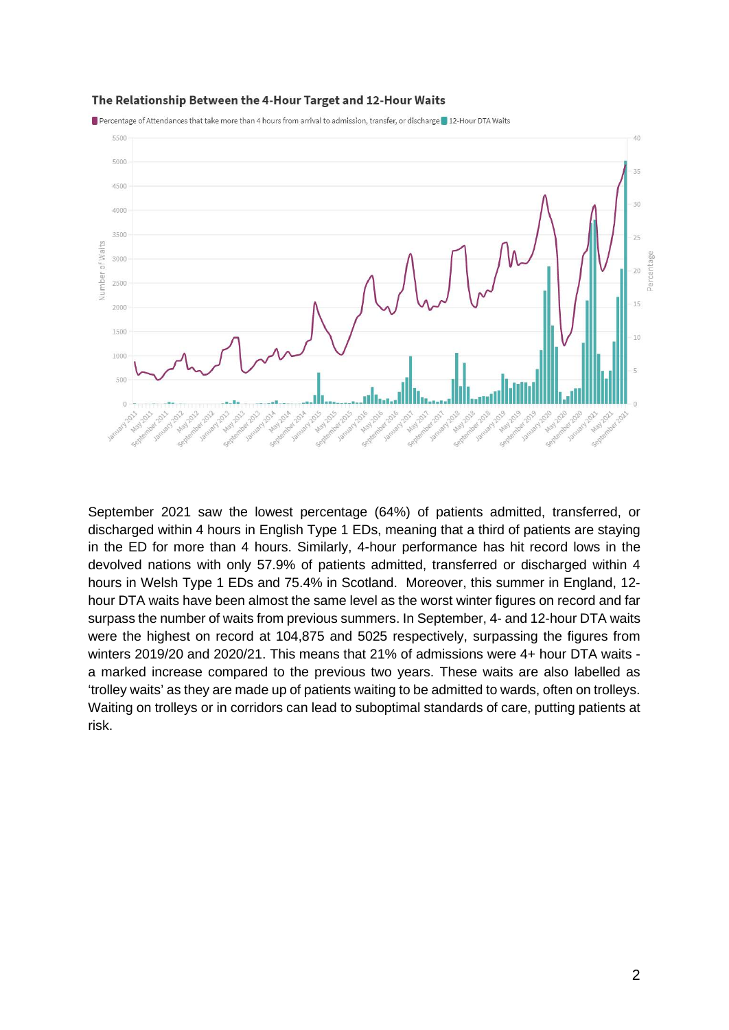**The Relationship Between the 4-Hour Target and 12-Hour Waits**

September 2021 saw the lowest percentage (64%) of patients admitted, transferred, or discharged within 4 hours in English Type 1 EDs, meaning that a third of patients are staying in the ED for more than 4 hours. Similarly, 4-hour performance has hit record lows in the devolved nations with only 57.9% of patients admitted, transferred or discharged within 4 hours in Welsh Type 1 EDs and 75.4% in Scotland. Moreover, this summer in England, 12-hour DTA waits have been almost the same level as the worst winter figures on record and far surpass the number of waits from previous summers. In September, 4- and 12-hour DTA waits were the highest on record at 104,875 and 5025 respectively, surpassing the figures from winters 2019/20 and 2020/21. This means that 21% of admissions were 4+ hour DTA waits - a marked increase compared to the previous two years. These waits are also labelled as 'trolley waits' as they are made up of patients waiting to be admitted to wards, often on trolleys. Waiting on trolleys or in corridors can lead to suboptimal standards of care, putting patients at risk.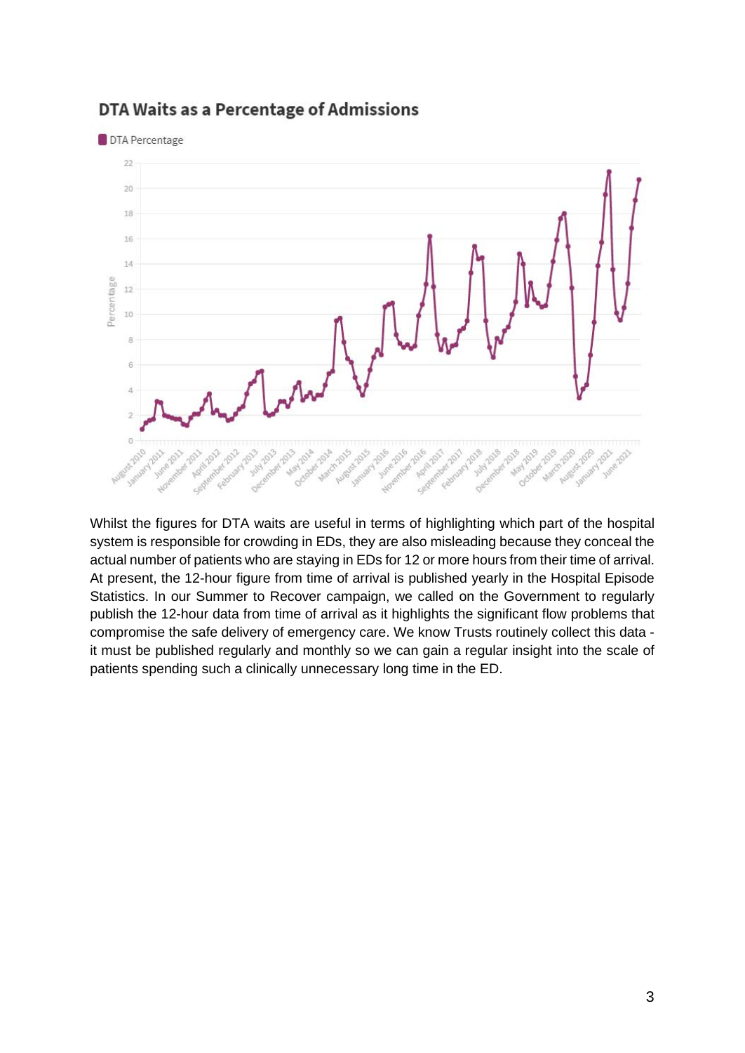## DTA Waits as a Percentage of Admissions

Whilst the figures for DTA waits are useful in terms of highlighting which part of the hospital system is responsible for crowding in EDs, they are also misleading because they conceal the actual number of patients who are staying in EDs for 12 or more hours from their time of arrival. At present, the 12-hour figure from time of arrival is published yearly in the Hospital Episode Statistics. In our Summer to Recover campaign, we called on the Government to regularly publish the 12-hour data from time of arrival as it highlights the significant flow problems that compromise the safe delivery of emergency care. We know Trusts routinely collect this data - it must be published regularly and monthly so we can gain a regular insight into the scale of patients spending such a clinically unnecessary long time in the ED.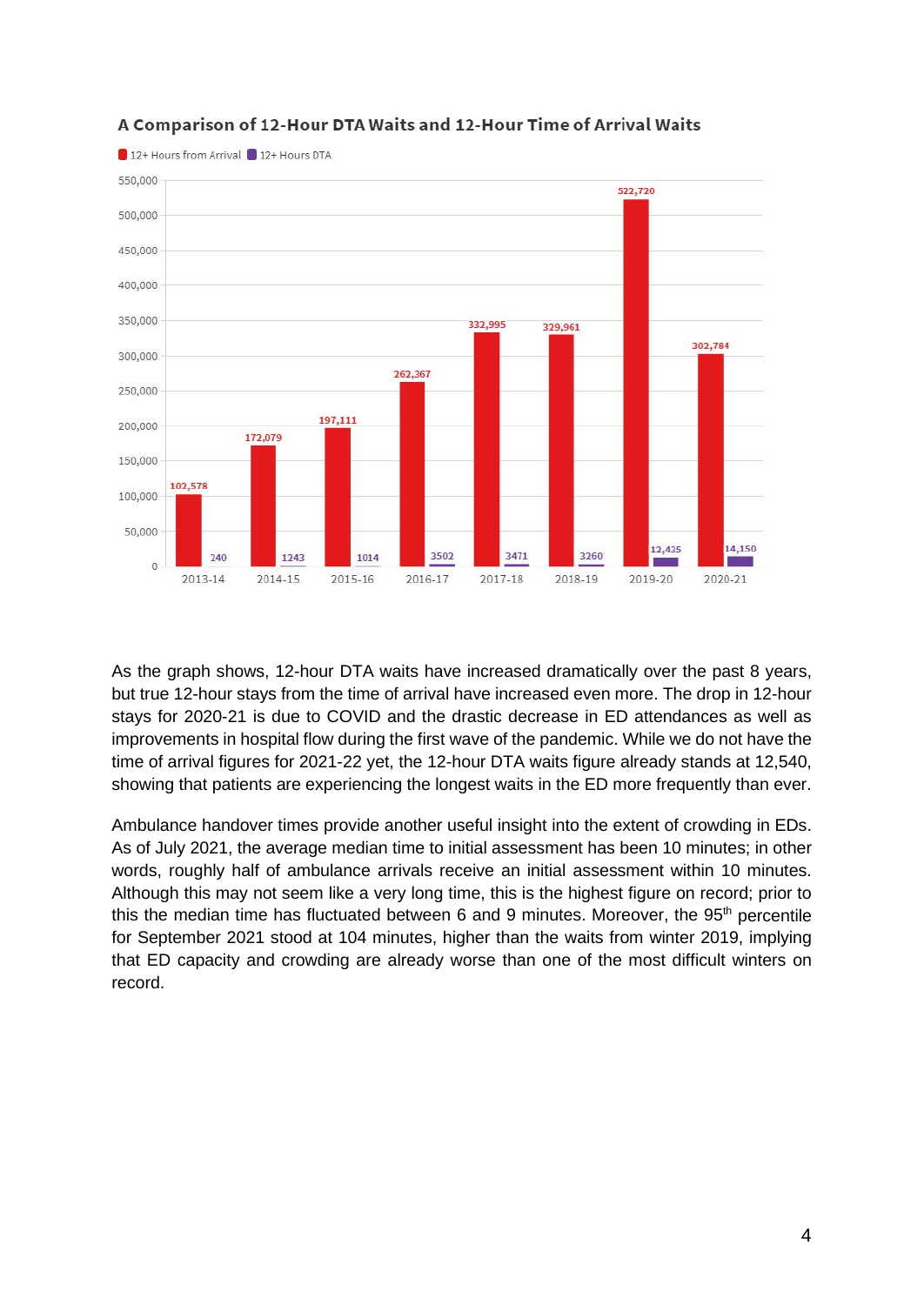**A Comparison of 12-Hour DTA Waits and 12-Hour Time of Arrival Waits**

| Year | 12+ Hours from Arrival | 12+ Hours DTA |
|---|---|---|
| 2013-14 | 102,578 | 240 |
| 2014-15 | 172,079 | 1243 |
| 2015-16 | 197,111 | 1014 |
| 2016-17 | 262,367 | 3502 |
| 2017-18 | 332,995 | 3471 |
| 2018-19 | 329,961 | 3260 |
| 2019-20 | 522,720 | 12,435 |
| 2020-21 | 302,784 | 14,150 |

As the graph shows, 12-hour DTA waits have increased dramatically over the past 8 years, but true 12-hour stays from the time of arrival have increased even more. The drop in 12-hour stays for 2020-21 is due to COVID and the drastic decrease in ED attendances as well as improvements in hospital flow during the first wave of the pandemic. While we do not have the time of arrival figures for 2021-22 yet, the 12-hour DTA waits figure already stands at 12,540, showing that patients are experiencing the longest waits in the ED more frequently than ever.

Ambulance handover times provide another useful insight into the extent of crowding in EDs. As of July 2021, the average median time to initial assessment has been 10 minutes; in other words, roughly half of ambulance arrivals receive an initial assessment within 10 minutes. Although this may not seem like a very long time, this is the highest figure on record; prior to this the median time has fluctuated between 6 and 9 minutes. Moreover, the 95th percentile for September 2021 stood at 104 minutes, higher than the waits from winter 2019, implying that ED capacity and crowding are already worse than one of the most difficult winters on record.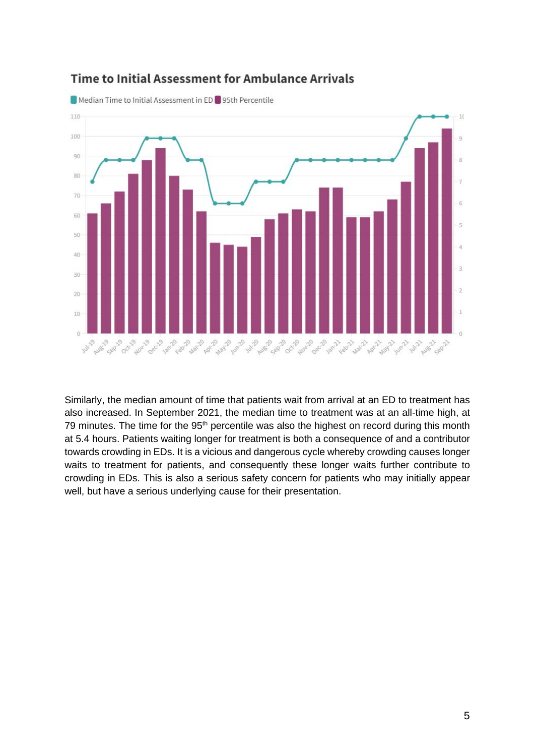## Time to Initial Assessment for Ambulance Arrivals

Median Time to Initial Assessment in ED | 95th Percentile

Similarly, the median amount of time that patients wait from arrival at an ED to treatment has also increased. In September 2021, the median time to treatment was at an all-time high, at 79 minutes. The time for the 95th percentile was also the highest on record during this month at 5.4 hours. Patients waiting longer for treatment is both a consequence of and a contributor towards crowding in EDs. It is a vicious and dangerous cycle whereby crowding causes longer waits to treatment for patients, and consequently these longer waits further contribute to crowding in EDs. This is also a serious safety concern for patients who may initially appear well, but have a serious underlying cause for their presentation.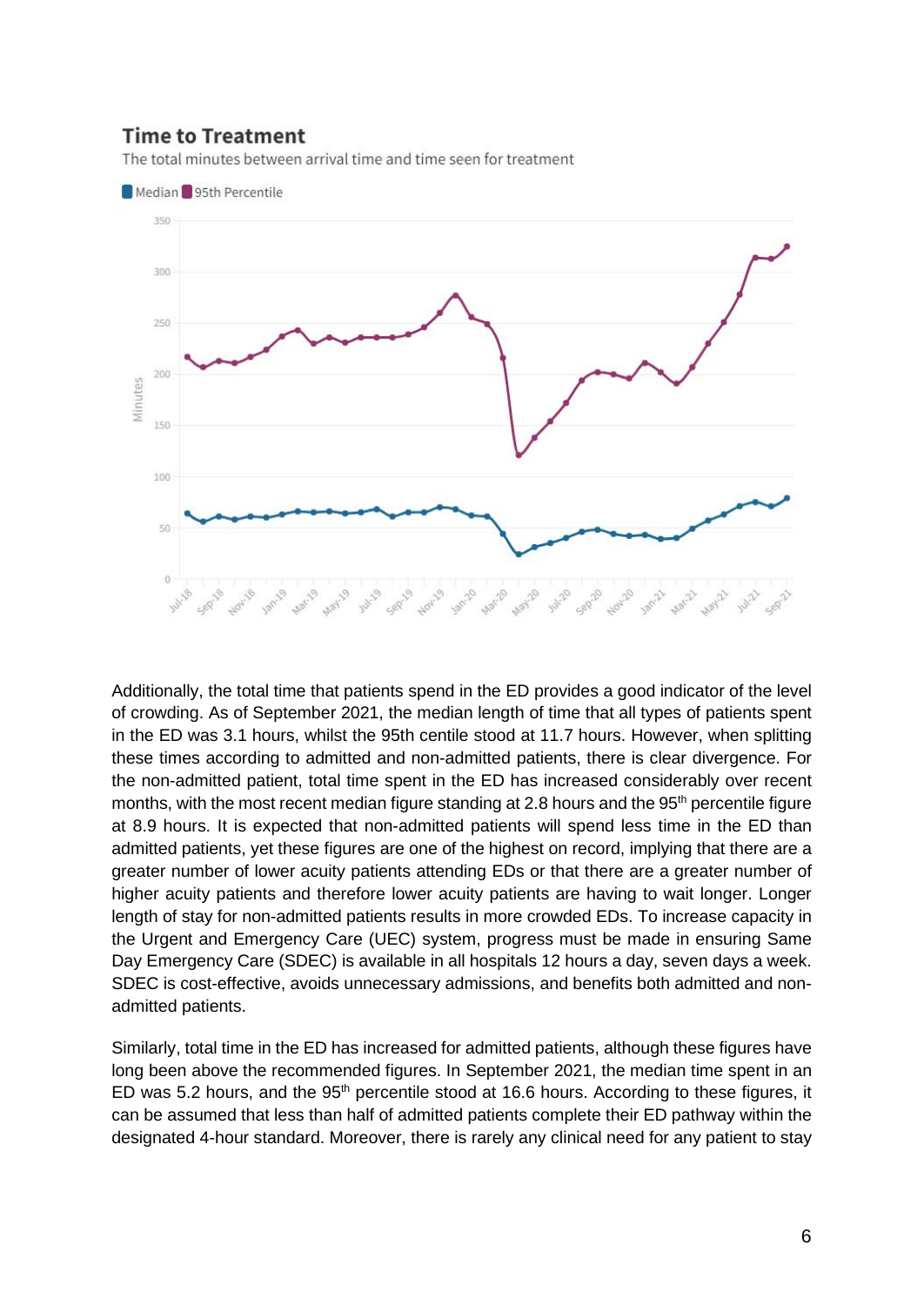**Time to Treatment**

The total minutes between arrival time and time seen for treatment

Additionally, the total time that patients spend in the ED provides a good indicator of the level of crowding. As of September 2021, the median length of time that all types of patients spent in the ED was 3.1 hours, whilst the 95th centile stood at 11.7 hours. However, when splitting these times according to admitted and non-admitted patients, there is clear divergence. For the non-admitted patient, total time spent in the ED has increased considerably over recent months, with the most recent median figure standing at 2.8 hours and the 95th percentile figure at 8.9 hours. It is expected that non-admitted patients will spend less time in the ED than admitted patients, yet these figures are one of the highest on record, implying that there are a greater number of lower acuity patients attending EDs or that there are a greater number of higher acuity patients and therefore lower acuity patients are having to wait longer. Longer length of stay for non-admitted patients results in more crowded EDs. To increase capacity in the Urgent and Emergency Care (UEC) system, progress must be made in ensuring Same Day Emergency Care (SDEC) is available in all hospitals 12 hours a day, seven days a week. SDEC is cost-effective, avoids unnecessary admissions, and benefits both admitted and non-admitted patients.

Similarly, total time in the ED has increased for admitted patients, although these figures have long been above the recommended figures. In September 2021, the median time spent in an ED was 5.2 hours, and the 95th percentile stood at 16.6 hours. According to these figures, it can be assumed that less than half of admitted patients complete their ED pathway within the designated 4-hour standard. Moreover, there is rarely any clinical need for any patient to stay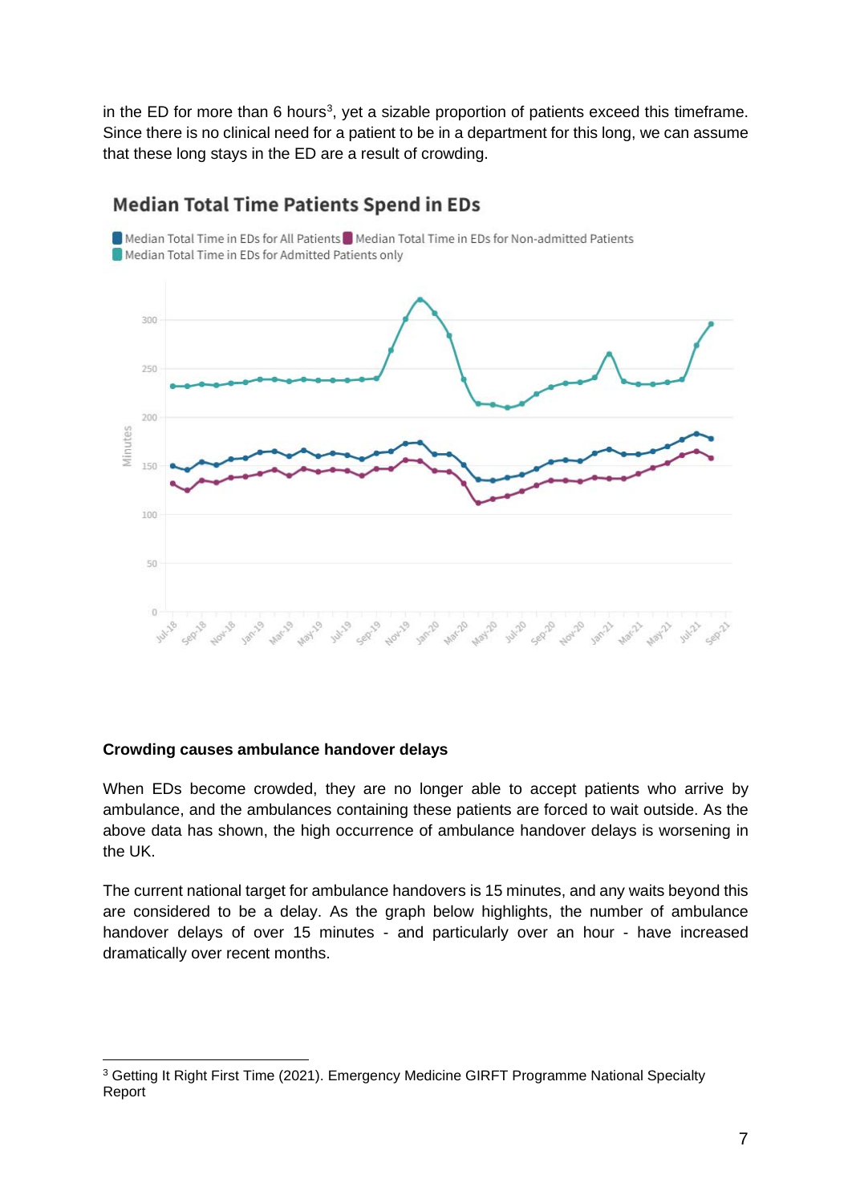in the ED for more than 6 hours[3], yet a sizable proportion of patients exceed this timeframe. Since there is no clinical need for a patient to be in a department for this long, we can assume that these long stays in the ED are a result of crowding.

**Crowding causes ambulance handover delays**

When EDs become crowded, they are no longer able to accept patients who arrive by ambulance, and the ambulances containing these patients are forced to wait outside. As the above data has shown, the high occurrence of ambulance handover delays is worsening in the UK.

The current national target for ambulance handovers is 15 minutes, and any waits beyond this are considered to be a delay. As the graph below highlights, the number of ambulance handover delays of over 15 minutes - and particularly over an hour - have increased dramatically over recent months.

[3] Getting It Right First Time (2021). Emergency Medicine GIRFT Programme National Specialty Report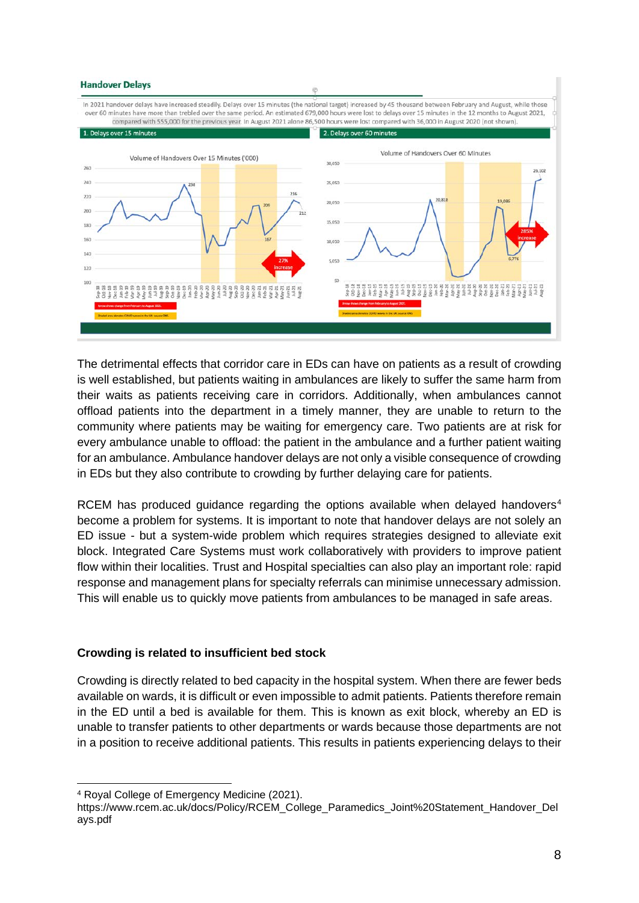## Handover Delays

In 2021 handover delays have increased steadily. Delays over 15 minutes (the national target) increased by 45 thousand between February and August, while those over 60 minutes have more than trebled over the same period. An estimated 679,000 hours were lost to delays over 15 minutes in the 12 months to August 2021, compared with 555,000 for the previous year. In August 2021 alone 86,500 hours were lost compared with 36,000 in August 2020 (not shown).

1. Delays over 15 minutes

2. Delays over 60 minutes

The detrimental effects that corridor care in EDs can have on patients as a result of crowding is well established, but patients waiting in ambulances are likely to suffer the same harm from their waits as patients receiving care in corridors. Additionally, when ambulances cannot offload patients into the department in a timely manner, they are unable to return to the community where patients may be waiting for emergency care. Two patients are at risk for every ambulance unable to offload: the patient in the ambulance and a further patient waiting for an ambulance. Ambulance handover delays are not only a visible consequence of crowding in EDs but they also contribute to crowding by further delaying care for patients.

RCEM has produced guidance regarding the options available when delayed handovers[4] become a problem for systems. It is important to note that handover delays are not solely an ED issue - but a system-wide problem which requires strategies designed to alleviate exit block. Integrated Care Systems must work collaboratively with providers to improve patient flow within their localities. Trust and Hospital specialties can also play an important role: rapid response and management plans for specialty referrals can minimise unnecessary admission. This will enable us to quickly move patients from ambulances to be managed in safe areas.

### Crowding is related to insufficient bed stock

Crowding is directly related to bed capacity in the hospital system. When there are fewer beds available on wards, it is difficult or even impossible to admit patients. Patients therefore remain in the ED until a bed is available for them. This is known as exit block, whereby an ED is unable to transfer patients to other departments or wards because those departments are not in a position to receive additional patients. This results in patients experiencing delays to their

[4] Royal College of Emergency Medicine (2021). https://www.rcem.ac.uk/docs/Policy/RCEM_College_Paramedics_Joint%20Statement_Handover_Delays.pdf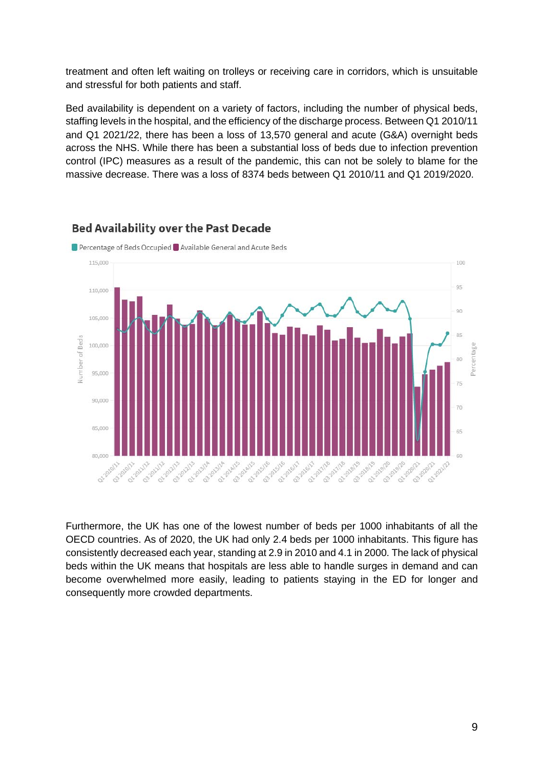treatment and often left waiting on trolleys or receiving care in corridors, which is unsuitable and stressful for both patients and staff.

Bed availability is dependent on a variety of factors, including the number of physical beds, staffing levels in the hospital, and the efficiency of the discharge process. Between Q1 2010/11 and Q1 2021/22, there has been a loss of 13,570 general and acute (G&A) overnight beds across the NHS. While there has been a substantial loss of beds due to infection prevention control (IPC) measures as a result of the pandemic, this can not be solely to blame for the massive decrease. There was a loss of 8374 beds between Q1 2010/11 and Q1 2019/2020.

**Bed Availability over the Past Decade**

Furthermore, the UK has one of the lowest number of beds per 1000 inhabitants of all the OECD countries. As of 2020, the UK had only 2.4 beds per 1000 inhabitants. This figure has consistently decreased each year, standing at 2.9 in 2010 and 4.1 in 2000. The lack of physical beds within the UK means that hospitals are less able to handle surges in demand and can become overwhelmed more easily, leading to patients staying in the ED for longer and consequently more crowded departments.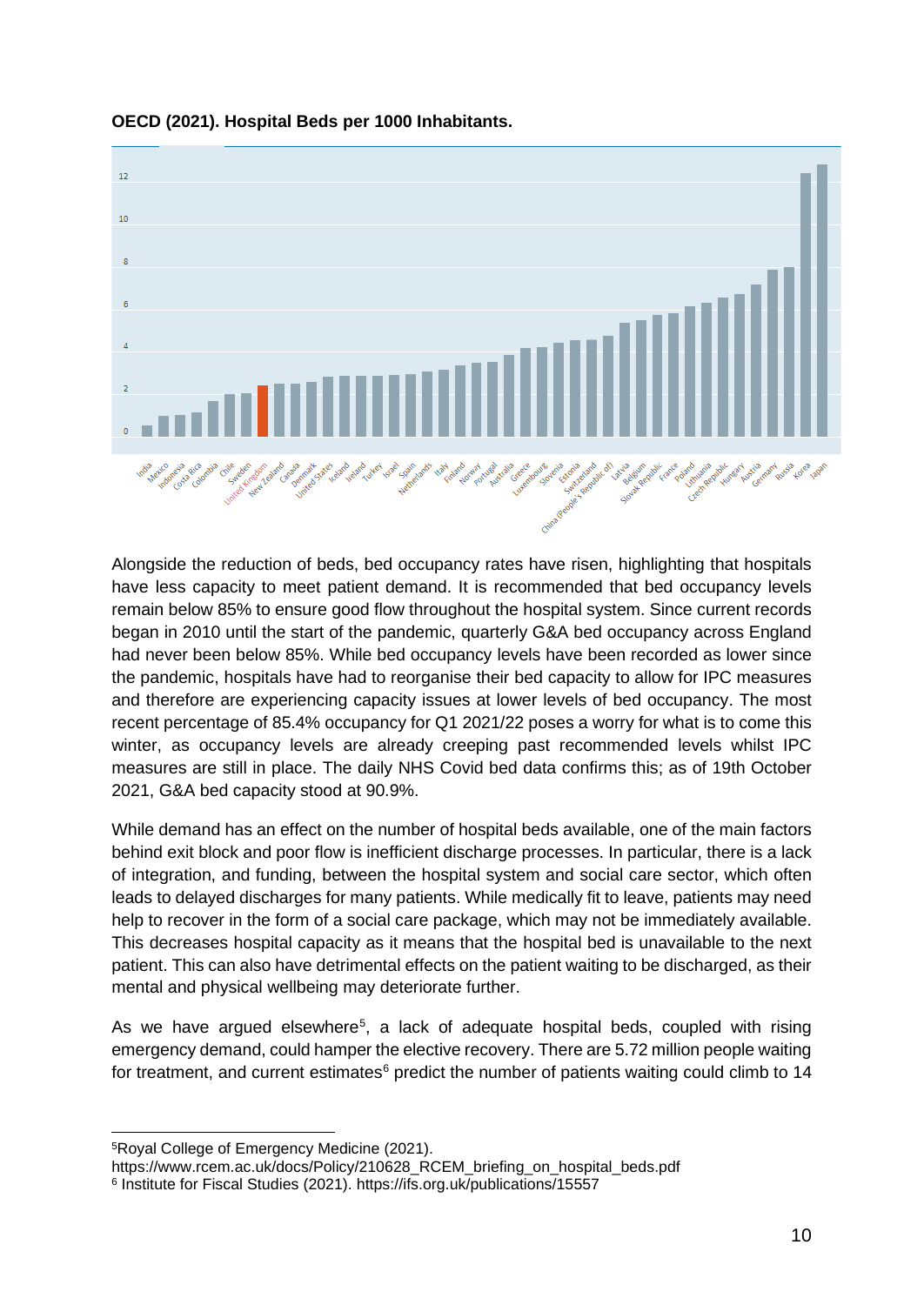**OECD (2021). Hospital Beds per 1000 Inhabitants.**

Alongside the reduction of beds, bed occupancy rates have risen, highlighting that hospitals have less capacity to meet patient demand. It is recommended that bed occupancy levels remain below 85% to ensure good flow throughout the hospital system. Since current records began in 2010 until the start of the pandemic, quarterly G&A bed occupancy across England had never been below 85%. While bed occupancy levels have been recorded as lower since the pandemic, hospitals have had to reorganise their bed capacity to allow for IPC measures and therefore are experiencing capacity issues at lower levels of bed occupancy. The most recent percentage of 85.4% occupancy for Q1 2021/22 poses a worry for what is to come this winter, as occupancy levels are already creeping past recommended levels whilst IPC measures are still in place. The daily NHS Covid bed data confirms this; as of 19th October 2021, G&A bed capacity stood at 90.9%.

While demand has an effect on the number of hospital beds available, one of the main factors behind exit block and poor flow is inefficient discharge processes. In particular, there is a lack of integration, and funding, between the hospital system and social care sector, which often leads to delayed discharges for many patients. While medically fit to leave, patients may need help to recover in the form of a social care package, which may not be immediately available. This decreases hospital capacity as it means that the hospital bed is unavailable to the next patient. This can also have detrimental effects on the patient waiting to be discharged, as their mental and physical wellbeing may deteriorate further.

As we have argued elsewhere[5], a lack of adequate hospital beds, coupled with rising emergency demand, could hamper the elective recovery. There are 5.72 million people waiting for treatment, and current estimates[6] predict the number of patients waiting could climb to 14

---

[5] Royal College of Emergency Medicine (2021). https://www.rcem.ac.uk/docs/Policy/210628_RCEM_briefing_on_hospital_beds.pdf

[6] Institute for Fiscal Studies (2021). https://ifs.org.uk/publications/15557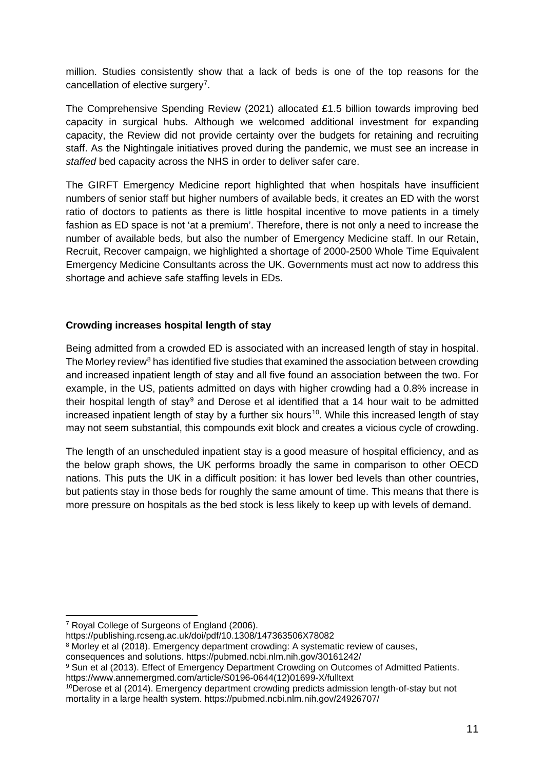million. Studies consistently show that a lack of beds is one of the top reasons for the cancellation of elective surgery[7].

The Comprehensive Spending Review (2021) allocated £1.5 billion towards improving bed capacity in surgical hubs. Although we welcomed additional investment for expanding capacity, the Review did not provide certainty over the budgets for retaining and recruiting staff. As the Nightingale initiatives proved during the pandemic, we must see an increase in *staffed* bed capacity across the NHS in order to deliver safer care.

The GIRFT Emergency Medicine report highlighted that when hospitals have insufficient numbers of senior staff but higher numbers of available beds, it creates an ED with the worst ratio of doctors to patients as there is little hospital incentive to move patients in a timely fashion as ED space is not 'at a premium'. Therefore, there is not only a need to increase the number of available beds, but also the number of Emergency Medicine staff. In our Retain, Recruit, Recover campaign, we highlighted a shortage of 2000-2500 Whole Time Equivalent Emergency Medicine Consultants across the UK. Governments must act now to address this shortage and achieve safe staffing levels in EDs.

**Crowding increases hospital length of stay**

Being admitted from a crowded ED is associated with an increased length of stay in hospital. The Morley review[8] has identified five studies that examined the association between crowding and increased inpatient length of stay and all five found an association between the two. For example, in the US, patients admitted on days with higher crowding had a 0.8% increase in their hospital length of stay[9] and Derose et al identified that a 14 hour wait to be admitted increased inpatient length of stay by a further six hours[10]. While this increased length of stay may not seem substantial, this compounds exit block and creates a vicious cycle of crowding.

The length of an unscheduled inpatient stay is a good measure of hospital efficiency, and as the below graph shows, the UK performs broadly the same in comparison to other OECD nations. This puts the UK in a difficult position: it has lower bed levels than other countries, but patients stay in those beds for roughly the same amount of time. This means that there is more pressure on hospitals as the bed stock is less likely to keep up with levels of demand.

---

[7] Royal College of Surgeons of England (2006). https://publishing.rcseng.ac.uk/doi/pdf/10.1308/147363506X78082

[8] Morley et al (2018). Emergency department crowding: A systematic review of causes, consequences and solutions. https://pubmed.ncbi.nlm.nih.gov/30161242/

[9] Sun et al (2013). Effect of Emergency Department Crowding on Outcomes of Admitted Patients. https://www.annemergmed.com/article/S0196-0644(12)01699-X/fulltext

[10] Derose et al (2014). Emergency department crowding predicts admission length-of-stay but not mortality in a large health system. https://pubmed.ncbi.nlm.nih.gov/24926707/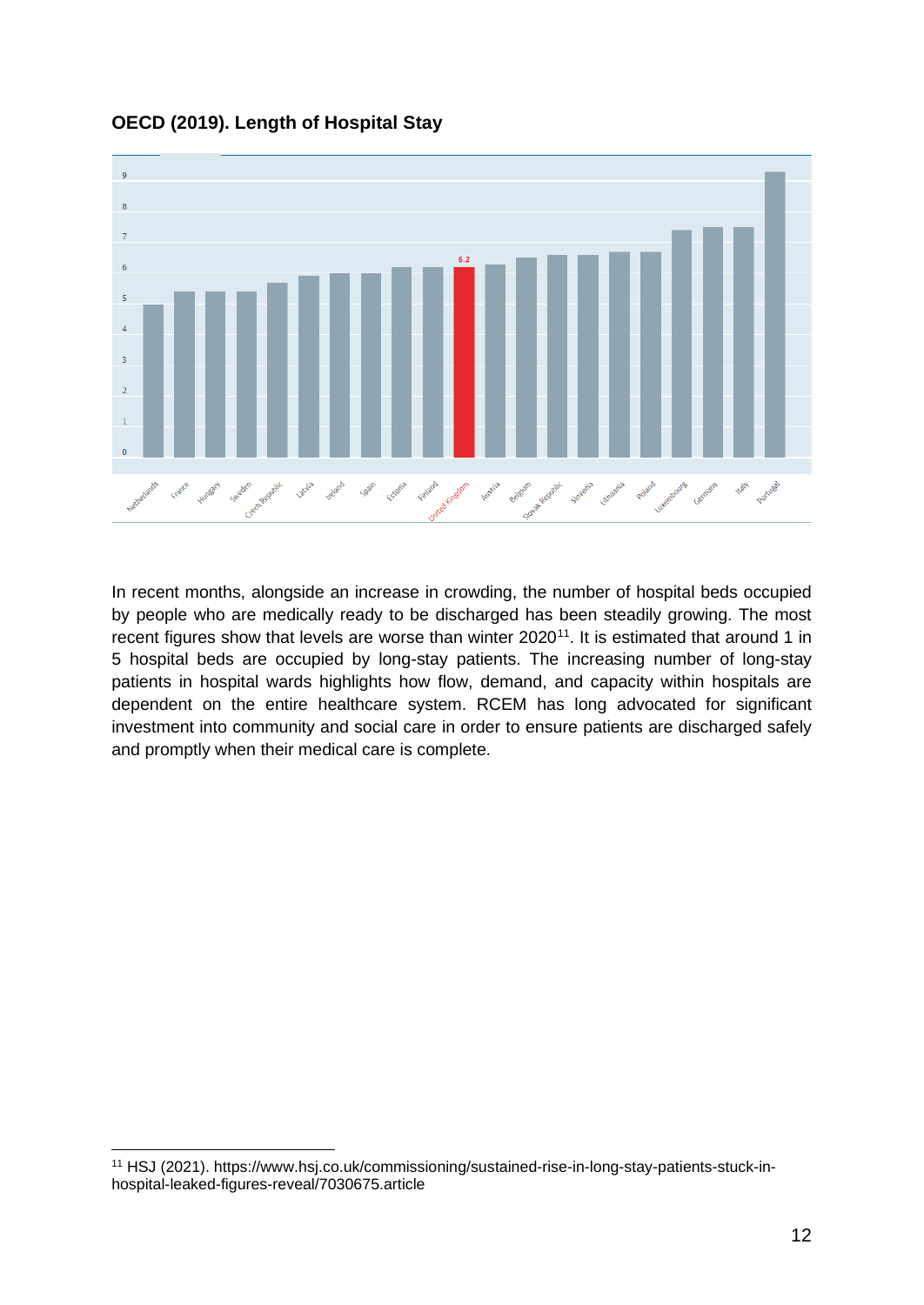**OECD (2019). Length of Hospital Stay**

In recent months, alongside an increase in crowding, the number of hospital beds occupied by people who are medically ready to be discharged has been steadily growing. The most recent figures show that levels are worse than winter 2020[11]. It is estimated that around 1 in 5 hospital beds are occupied by long-stay patients. The increasing number of long-stay patients in hospital wards highlights how flow, demand, and capacity within hospitals are dependent on the entire healthcare system. RCEM has long advocated for significant investment into community and social care in order to ensure patients are discharged safely and promptly when their medical care is complete.

[11] HSJ (2021). https://www.hsj.co.uk/commissioning/sustained-rise-in-long-stay-patients-stuck-in-hospital-leaked-figures-reveal/7030675.article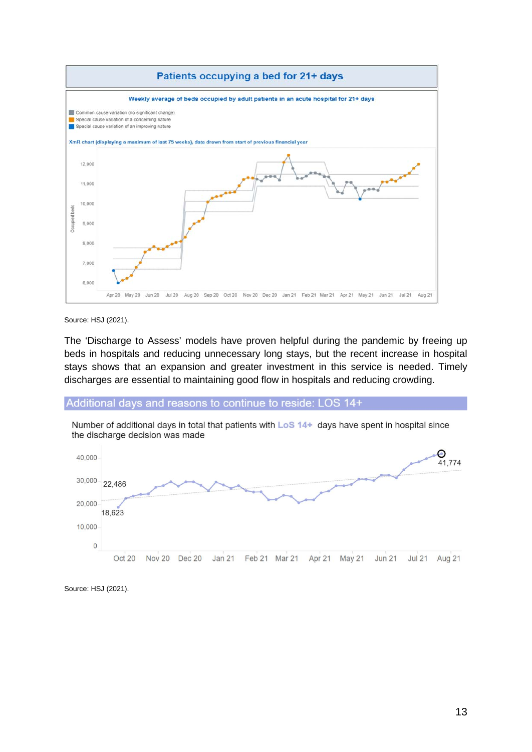## Patients occupying a bed for 21+ days

Weekly average of beds occupied by adult patients in an acute hospital for 21+ days

- Common cause variation (no significant change)
- Special cause variation of a concerning nature
- Special cause variation of an improving nature

XmR chart (displaying a maximum of last 75 weeks), data drawn from start of previous financial year

Source: HSJ (2021).

The 'Discharge to Assess' models have proven helpful during the pandemic by freeing up beds in hospitals and reducing unnecessary long stays, but the recent increase in hospital stays shows that an expansion and greater investment in this service is needed. Timely discharges are essential to maintaining good flow in hospitals and reducing crowding.

## Additional days and reasons to continue to reside: LOS 14+

Number of additional days in total that patients with LoS 14+ days have spent in hospital since the discharge decision was made

Source: HSJ (2021).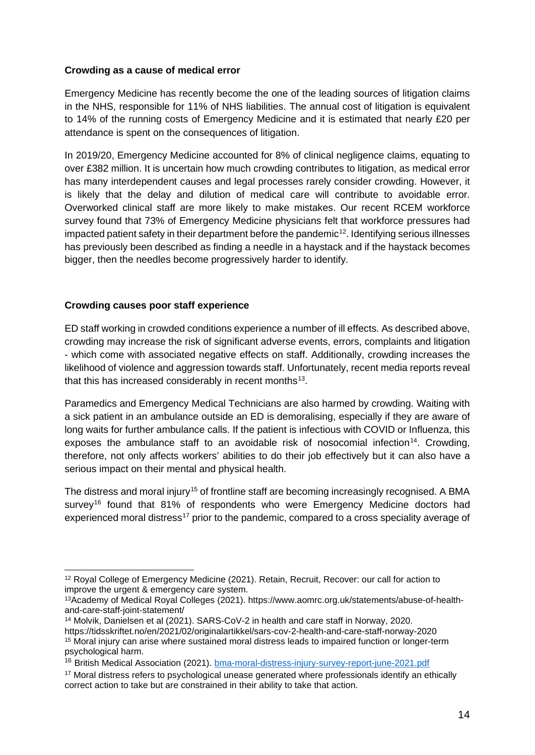**Crowding as a cause of medical error**

Emergency Medicine has recently become the one of the leading sources of litigation claims in the NHS, responsible for 11% of NHS liabilities. The annual cost of litigation is equivalent to 14% of the running costs of Emergency Medicine and it is estimated that nearly £20 per attendance is spent on the consequences of litigation.

In 2019/20, Emergency Medicine accounted for 8% of clinical negligence claims, equating to over £382 million. It is uncertain how much crowding contributes to litigation, as medical error has many interdependent causes and legal processes rarely consider crowding. However, it is likely that the delay and dilution of medical care will contribute to avoidable error. Overworked clinical staff are more likely to make mistakes. Our recent RCEM workforce survey found that 73% of Emergency Medicine physicians felt that workforce pressures had impacted patient safety in their department before the pandemic[12]. Identifying serious illnesses has previously been described as finding a needle in a haystack and if the haystack becomes bigger, then the needles become progressively harder to identify.

**Crowding causes poor staff experience**

ED staff working in crowded conditions experience a number of ill effects. As described above, crowding may increase the risk of significant adverse events, errors, complaints and litigation - which come with associated negative effects on staff. Additionally, crowding increases the likelihood of violence and aggression towards staff. Unfortunately, recent media reports reveal that this has increased considerably in recent months[13].

Paramedics and Emergency Medical Technicians are also harmed by crowding. Waiting with a sick patient in an ambulance outside an ED is demoralising, especially if they are aware of long waits for further ambulance calls. If the patient is infectious with COVID or Influenza, this exposes the ambulance staff to an avoidable risk of nosocomial infection[14]. Crowding, therefore, not only affects workers' abilities to do their job effectively but it can also have a serious impact on their mental and physical health.

The distress and moral injury[15] of frontline staff are becoming increasingly recognised. A BMA survey[16] found that 81% of respondents who were Emergency Medicine doctors had experienced moral distress[17] prior to the pandemic, compared to a cross speciality average of

---

[12] Royal College of Emergency Medicine (2021). Retain, Recruit, Recover: our call for action to improve the urgent & emergency care system.

[13] Academy of Medical Royal Colleges (2021). https://www.aomrc.org.uk/statements/abuse-of-health-and-care-staff-joint-statement/

[14] Molvik, Danielsen et al (2021). SARS-CoV-2 in health and care staff in Norway, 2020. https://tidsskriftet.no/en/2021/02/originalartikkel/sars-cov-2-health-and-care-staff-norway-2020

[15] Moral injury can arise where sustained moral distress leads to impaired function or longer-term psychological harm.

[16] British Medical Association (2021). bma-moral-distress-injury-survey-report-june-2021.pdf

[17] Moral distress refers to psychological unease generated where professionals identify an ethically correct action to take but are constrained in their ability to take that action.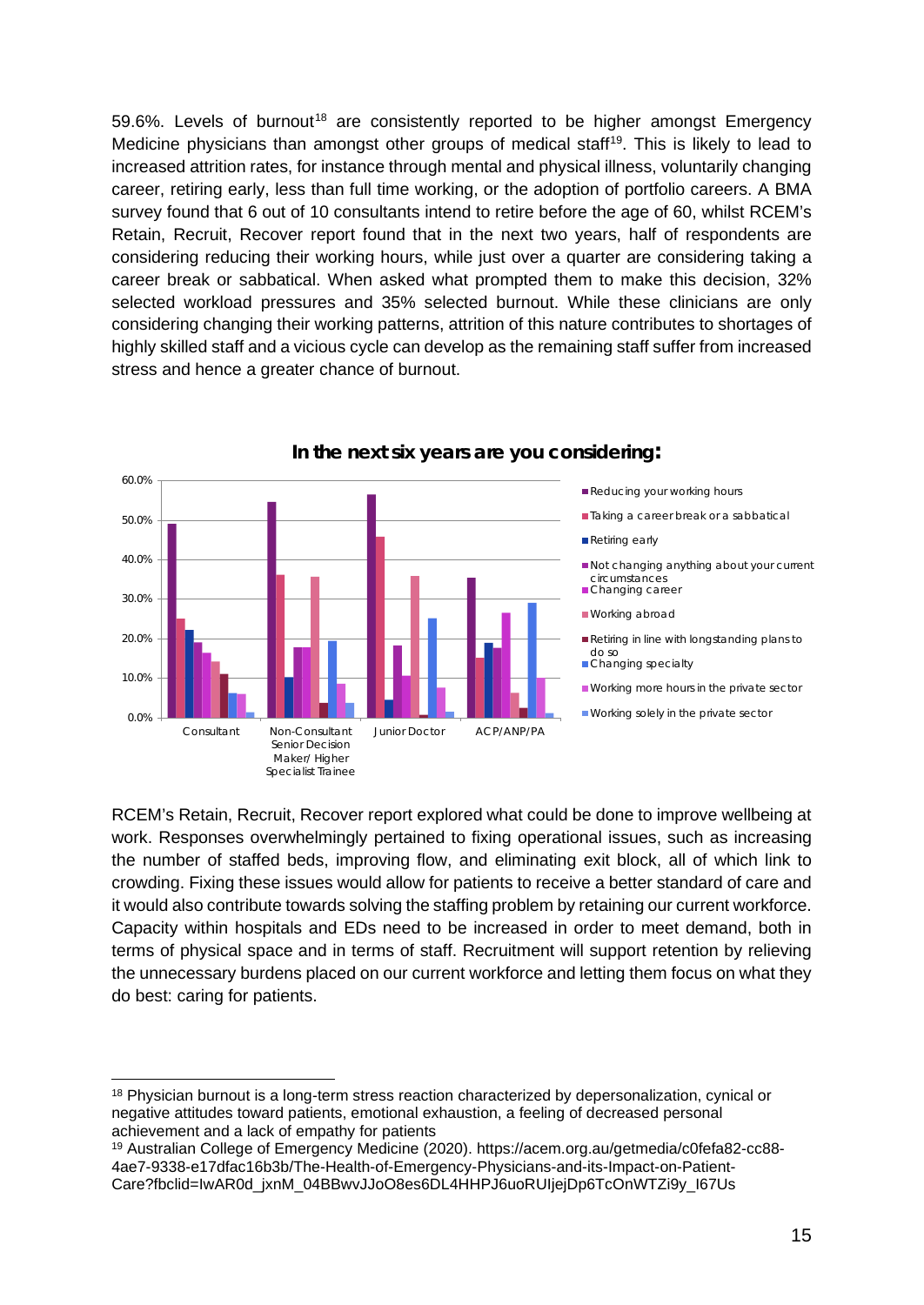59.6%. Levels of burnout[18] are consistently reported to be higher amongst Emergency Medicine physicians than amongst other groups of medical staff[19]. This is likely to lead to increased attrition rates, for instance through mental and physical illness, voluntarily changing career, retiring early, less than full time working, or the adoption of portfolio careers. A BMA survey found that 6 out of 10 consultants intend to retire before the age of 60, whilst RCEM's Retain, Recruit, Recover report found that in the next two years, half of respondents are considering reducing their working hours, while just over a quarter are considering taking a career break or sabbatical. When asked what prompted them to make this decision, 32% selected workload pressures and 35% selected burnout. While these clinicians are only considering changing their working patterns, attrition of this nature contributes to shortages of highly skilled staff and a vicious cycle can develop as the remaining staff suffer from increased stress and hence a greater chance of burnout.

**In the next six years are you considering:**

| | Consultant | Non-Consultant Senior Decision Maker/ Higher Specialist Trainee | Junior Doctor | ACP/ANP/PA |
|---|---|---|---|---|
| Reducing your working hours | 49.0% | 54.5% | 56.3% | 35.3% |
| Taking a career break or a sabbatical | 25.0% | 36.0% | 45.7% | 15.1% |
| Retiring early | 22.1% | 10.2% | 4.5% | 18.9% |
| Not changing anything about your current circumstances | 19.0% | 17.7% | 18.2% | 17.6% |
| Changing career | 16.3% | 17.7% | 10.6% | 26.5% |
| Working abroad | 14.2% | 35.6% | 35.8% | 6.3% |
| Retiring in line with longstanding plans to do so | 11.0% | 3.7% | 0.8% | 2.5% |
| Changing specialty | 6.1% | 19.4% | 25.1% | 28.9% |
| Working more hours in the private sector | 6.0% | 8.6% | 7.5% | 10.1% |
| Working solely in the private sector | 1.4% | 3.7% | 1.5% | 1.2% |

RCEM's Retain, Recruit, Recover report explored what could be done to improve wellbeing at work. Responses overwhelmingly pertained to fixing operational issues, such as increasing the number of staffed beds, improving flow, and eliminating exit block, all of which link to crowding. Fixing these issues would allow for patients to receive a better standard of care and it would also contribute towards solving the staffing problem by retaining our current workforce. Capacity within hospitals and EDs need to be increased in order to meet demand, both in terms of physical space and in terms of staff. Recruitment will support retention by relieving the unnecessary burdens placed on our current workforce and letting them focus on what they do best: caring for patients.

---

[18] Physician burnout is a long-term stress reaction characterized by depersonalization, cynical or negative attitudes toward patients, emotional exhaustion, a feeling of decreased personal achievement and a lack of empathy for patients

[19] Australian College of Emergency Medicine (2020). https://acem.org.au/getmedia/c0fefa82-cc88-4ae7-9338-e17dfac16b3b/The-Health-of-Emergency-Physicians-and-its-Impact-on-Patient-Care?fbclid=IwAR0d_jxnM_04BBwvJJoO8es6DL4HHPJ6uoRUIjejDp6TcOnWTZi9y_I67Us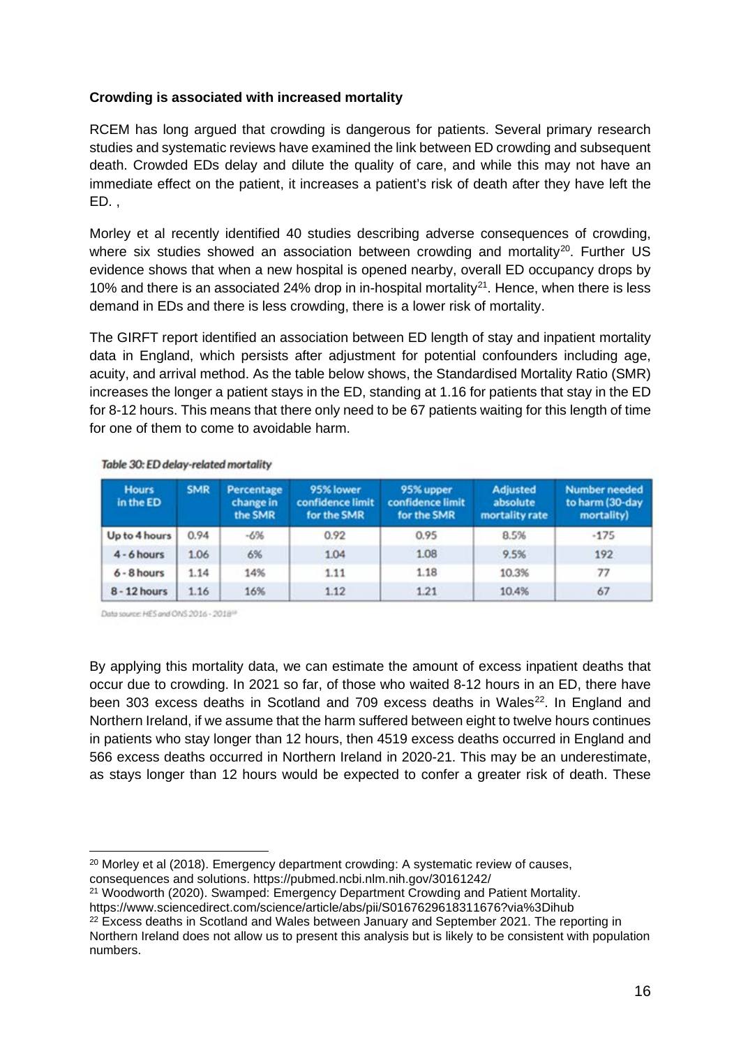**Crowding is associated with increased mortality**

RCEM has long argued that crowding is dangerous for patients. Several primary research studies and systematic reviews have examined the link between ED crowding and subsequent death. Crowded EDs delay and dilute the quality of care, and while this may not have an immediate effect on the patient, it increases a patient's risk of death after they have left the ED. ,

Morley et al recently identified 40 studies describing adverse consequences of crowding, where six studies showed an association between crowding and mortality[20]. Further US evidence shows that when a new hospital is opened nearby, overall ED occupancy drops by 10% and there is an associated 24% drop in in-hospital mortality[21]. Hence, when there is less demand in EDs and there is less crowding, there is a lower risk of mortality.

The GIRFT report identified an association between ED length of stay and inpatient mortality data in England, which persists after adjustment for potential confounders including age, acuity, and arrival method. As the table below shows, the Standardised Mortality Ratio (SMR) increases the longer a patient stays in the ED, standing at 1.16 for patients that stay in the ED for 8-12 hours. This means that there only need to be 67 patients waiting for this length of time for one of them to come to avoidable harm.

*Table 30: ED delay-related mortality*

| Hours in the ED | SMR | Percentage change in the SMR | 95% lower confidence limit for the SMR | 95% upper confidence limit for the SMR | Adjusted absolute mortality rate | Number needed to harm (30-day mortality) |
|---|---|---|---|---|---|---|
| Up to 4 hours | 0.94 | -6% | 0.92 | 0.95 | 8.5% | -175 |
| 4 - 6 hours | 1.06 | 6% | 1.04 | 1.08 | 9.5% | 192 |
| 6 - 8 hours | 1.14 | 14% | 1.11 | 1.18 | 10.3% | 77 |
| 8 - 12 hours | 1.16 | 16% | 1.12 | 1.21 | 10.4% | 67 |

Data source: HES and ONS 2016 - 2018[19]

By applying this mortality data, we can estimate the amount of excess inpatient deaths that occur due to crowding. In 2021 so far, of those who waited 8-12 hours in an ED, there have been 303 excess deaths in Scotland and 709 excess deaths in Wales[22]. In England and Northern Ireland, if we assume that the harm suffered between eight to twelve hours continues in patients who stay longer than 12 hours, then 4519 excess deaths occurred in England and 566 excess deaths occurred in Northern Ireland in 2020-21. This may be an underestimate, as stays longer than 12 hours would be expected to confer a greater risk of death. These

---

[20] Morley et al (2018). Emergency department crowding: A systematic review of causes, consequences and solutions. https://pubmed.ncbi.nlm.nih.gov/30161242/

[21] Woodworth (2020). Swamped: Emergency Department Crowding and Patient Mortality. https://www.sciencedirect.com/science/article/abs/pii/S0167629618311676?via%3Dihub

[22] Excess deaths in Scotland and Wales between January and September 2021. The reporting in Northern Ireland does not allow us to present this analysis but is likely to be consistent with population numbers.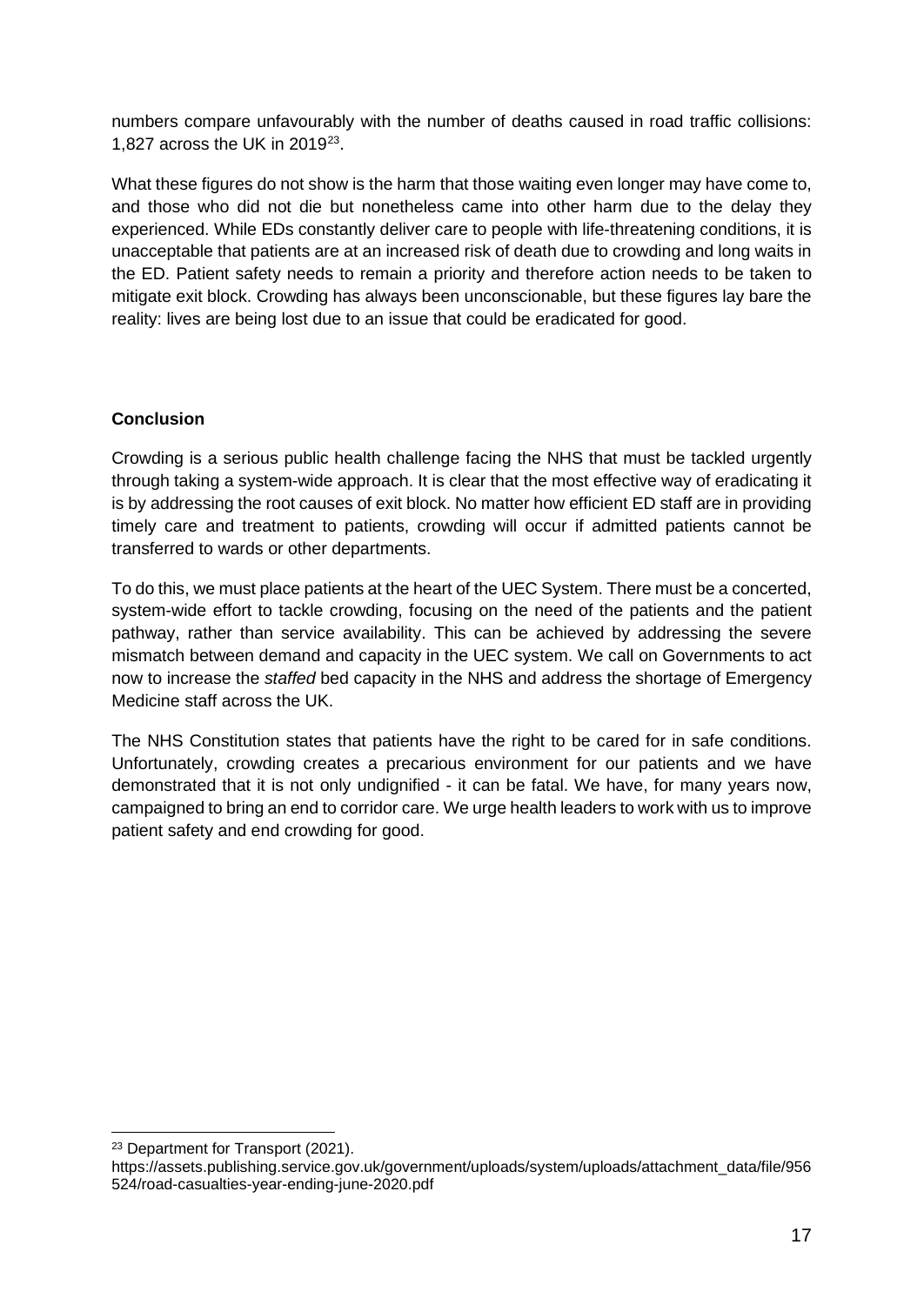numbers compare unfavourably with the number of deaths caused in road traffic collisions: 1,827 across the UK in 2019[23].

What these figures do not show is the harm that those waiting even longer may have come to, and those who did not die but nonetheless came into other harm due to the delay they experienced. While EDs constantly deliver care to people with life-threatening conditions, it is unacceptable that patients are at an increased risk of death due to crowding and long waits in the ED. Patient safety needs to remain a priority and therefore action needs to be taken to mitigate exit block. Crowding has always been unconscionable, but these figures lay bare the reality: lives are being lost due to an issue that could be eradicated for good.

**Conclusion**

Crowding is a serious public health challenge facing the NHS that must be tackled urgently through taking a system-wide approach. It is clear that the most effective way of eradicating it is by addressing the root causes of exit block. No matter how efficient ED staff are in providing timely care and treatment to patients, crowding will occur if admitted patients cannot be transferred to wards or other departments.

To do this, we must place patients at the heart of the UEC System. There must be a concerted, system-wide effort to tackle crowding, focusing on the need of the patients and the patient pathway, rather than service availability. This can be achieved by addressing the severe mismatch between demand and capacity in the UEC system. We call on Governments to act now to increase the *staffed* bed capacity in the NHS and address the shortage of Emergency Medicine staff across the UK.

The NHS Constitution states that patients have the right to be cared for in safe conditions. Unfortunately, crowding creates a precarious environment for our patients and we have demonstrated that it is not only undignified - it can be fatal. We have, for many years now, campaigned to bring an end to corridor care. We urge health leaders to work with us to improve patient safety and end crowding for good.

[23] Department for Transport (2021).
https://assets.publishing.service.gov.uk/government/uploads/system/uploads/attachment_data/file/956524/road-casualties-year-ending-june-2020.pdf